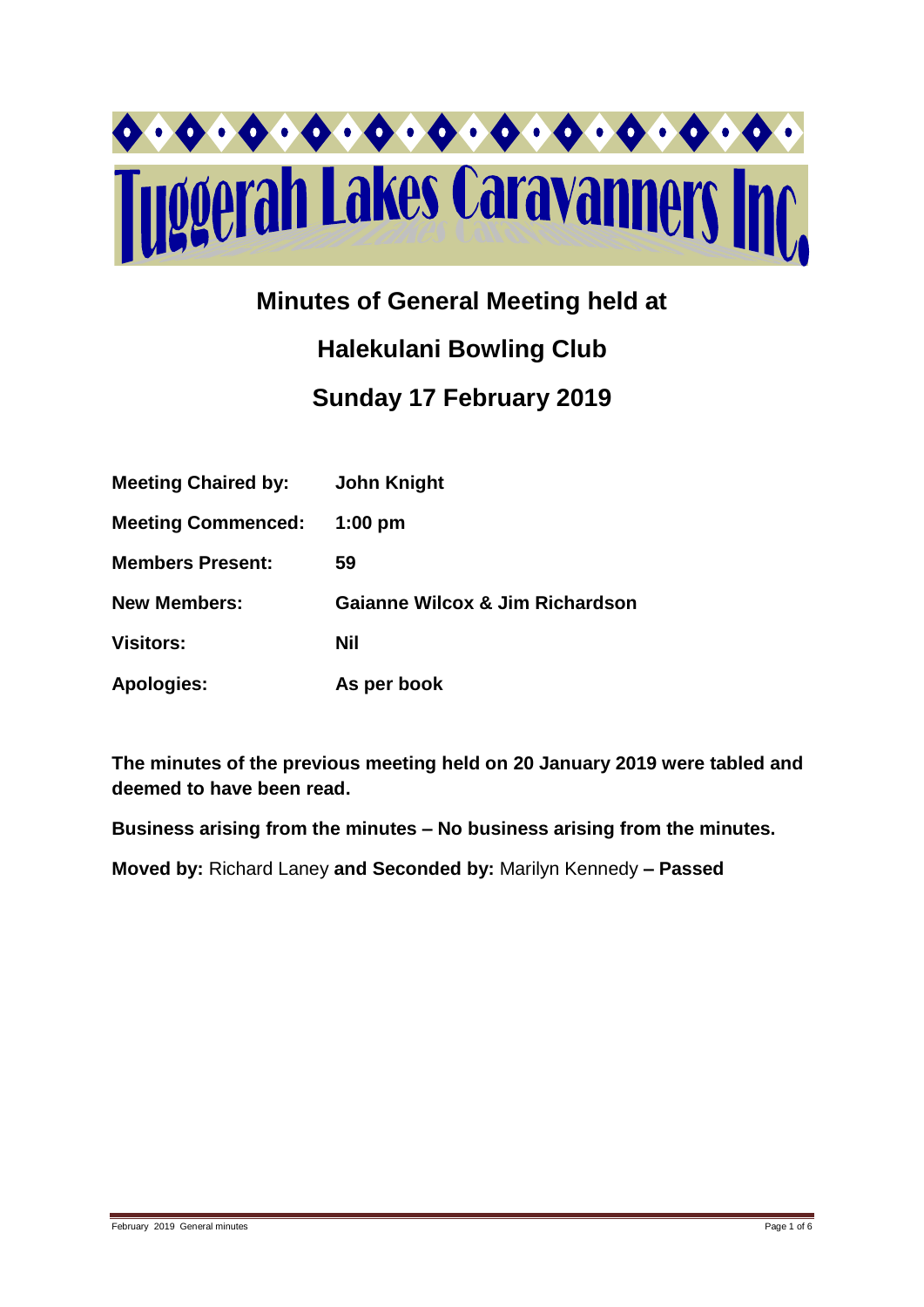# Tuggerah Lakes Caravanners Inc

## Minutes of General Meeting held at

## Halekulani Bowling Club

## Sunday 17 February 2019

| | |
|---|---|
| **Meeting Chaired by:** | **John Knight** |
| **Meeting Commenced:** | **1:00 pm** |
| **Members Present:** | **59** |
| **New Members:** | **Gaianne Wilcox & Jim Richardson** |
| **Visitors:** | **Nil** |
| **Apologies:** | **As per book** |

**The minutes of the previous meeting held on 20 January 2019 were tabled and deemed to have been read.**

**Business arising from the minutes – No business arising from the minutes.**

**Moved by:** Richard Laney **and Seconded by:** Marilyn Kennedy **– Passed**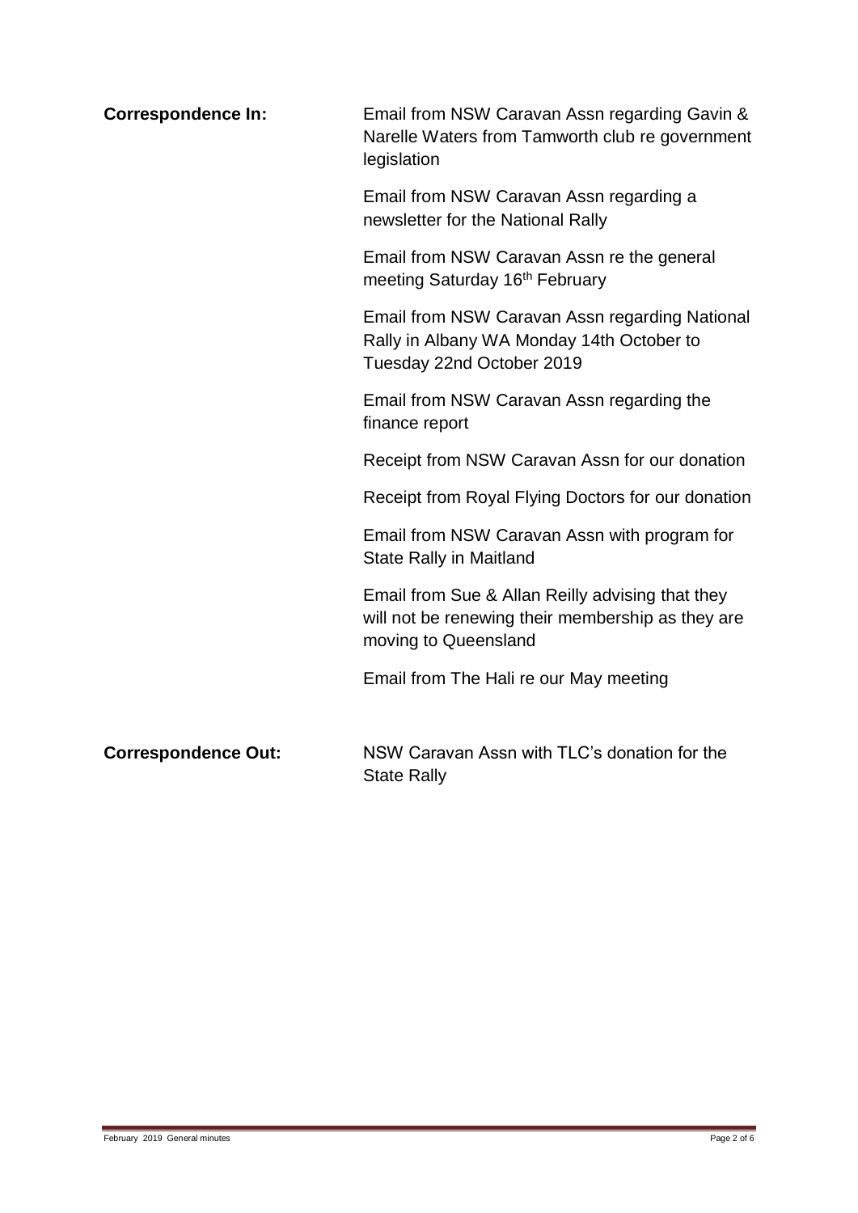**Correspondence In:**

Email from NSW Caravan Assn regarding Gavin & Narelle Waters from Tamworth club re government legislation

Email from NSW Caravan Assn regarding a newsletter for the National Rally

Email from NSW Caravan Assn re the general meeting Saturday 16th February

Email from NSW Caravan Assn regarding National Rally in Albany WA Monday 14th October to Tuesday 22nd October 2019

Email from NSW Caravan Assn regarding the finance report

Receipt from NSW Caravan Assn for our donation

Receipt from Royal Flying Doctors for our donation

Email from NSW Caravan Assn with program for State Rally in Maitland

Email from Sue & Allan Reilly advising that they will not be renewing their membership as they are moving to Queensland

Email from The Hali re our May meeting

**Correspondence Out:**

NSW Caravan Assn with TLC's donation for the State Rally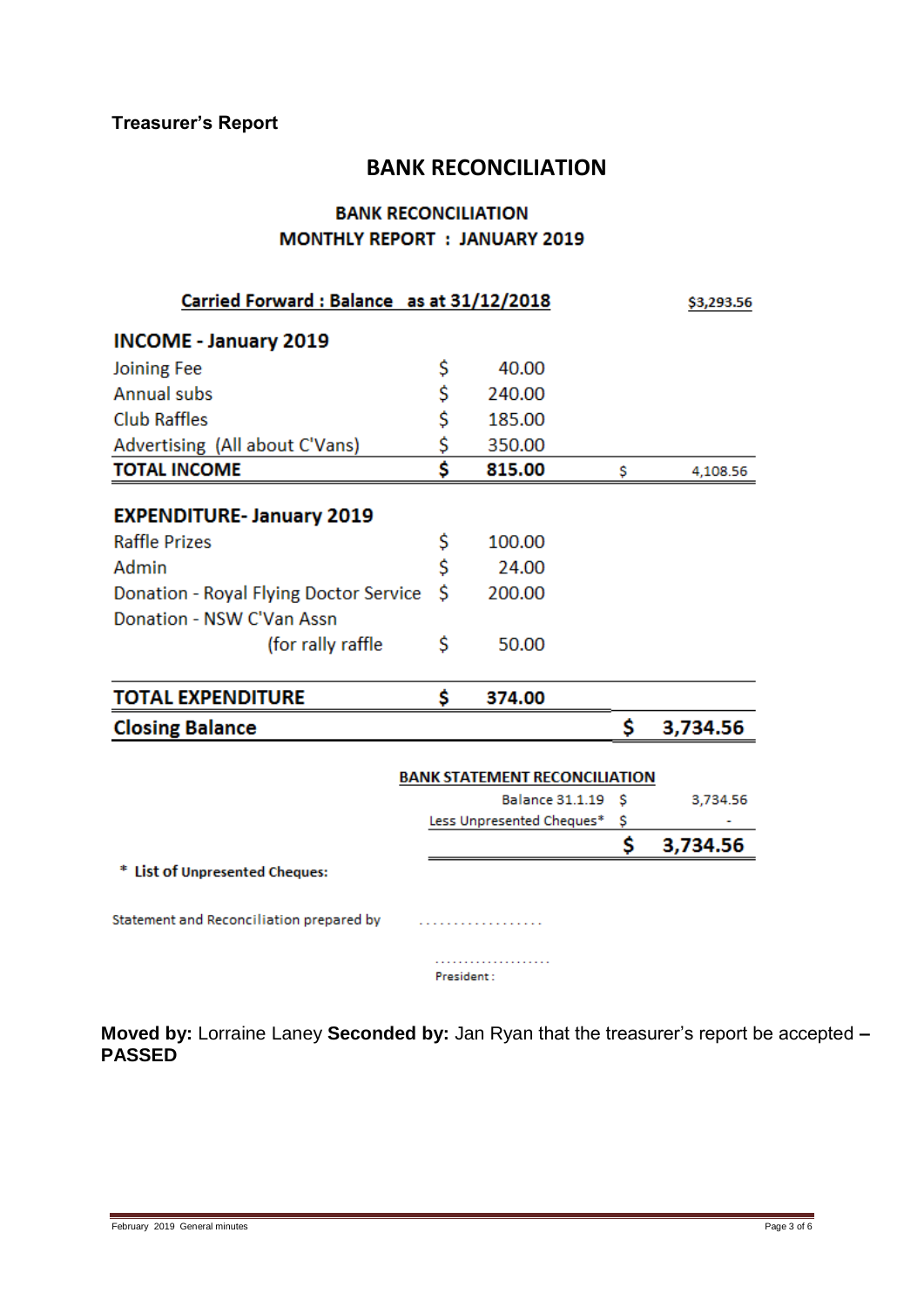**Treasurer's Report**

## BANK RECONCILIATION

### BANK RECONCILIATION
### MONTHLY REPORT : JANUARY 2019

| | | | | |
|---|---|---|---|---|
| **Carried Forward : Balance as at 31/12/2018** | | | | **$3,293.56** |
| **INCOME - January 2019** | | | | |
| Joining Fee | $ | 40.00 | | |
| Annual subs | $ | 240.00 | | |
| Club Raffles | $ | 185.00 | | |
| Advertising (All about C'Vans) | $ | 350.00 | | |
| **TOTAL INCOME** | **$** | **815.00** | $ | 4,108.56 |
| **EXPENDITURE- January 2019** | | | | |
| Raffle Prizes | $ | 100.00 | | |
| Admin | $ | 24.00 | | |
| Donation - Royal Flying Doctor Service | $ | 200.00 | | |
| Donation - NSW C'Van Assn (for rally raffle | $ | 50.00 | | |
| **TOTAL EXPENDITURE** | **$** | **374.00** | | |
| **Closing Balance** | | | **$** | **3,734.56** |

**BANK STATEMENT RECONCILIATION**

| | | |
|---|---|---|
| Balance 31.1.19 | $ | 3,734.56 |
| Less Unpresented Cheques* | $ | - |
| | **$** | **3,734.56** |

\* **List of Unpresented Cheques:**

Statement and Reconciliation prepared by ..................

....................
President:

**Moved by:** Lorraine Laney **Seconded by:** Jan Ryan that the treasurer's report be accepted **– PASSED**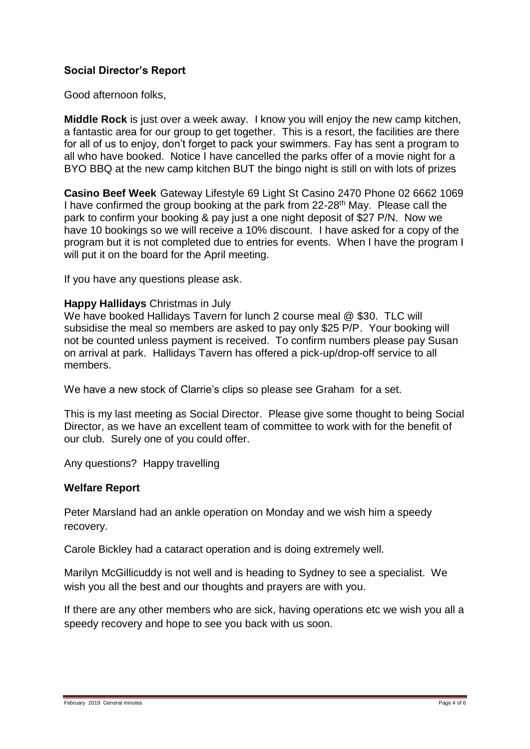## Social Director's Report

Good afternoon folks,

**Middle Rock** is just over a week away. I know you will enjoy the new camp kitchen, a fantastic area for our group to get together. This is a resort, the facilities are there for all of us to enjoy, don't forget to pack your swimmers. Fay has sent a program to all who have booked. Notice I have cancelled the parks offer of a movie night for a BYO BBQ at the new camp kitchen BUT the bingo night is still on with lots of prizes

**Casino Beef Week** Gateway Lifestyle 69 Light St Casino 2470 Phone 02 6662 1069 I have confirmed the group booking at the park from 22-28th May. Please call the park to confirm your booking & pay just a one night deposit of $27 P/N. Now we have 10 bookings so we will receive a 10% discount. I have asked for a copy of the program but it is not completed due to entries for events. When I have the program I will put it on the board for the April meeting.

If you have any questions please ask.

**Happy Hallidays** Christmas in July
We have booked Hallidays Tavern for lunch 2 course meal @ $30. TLC will subsidise the meal so members are asked to pay only $25 P/P. Your booking will not be counted unless payment is received. To confirm numbers please pay Susan on arrival at park. Hallidays Tavern has offered a pick-up/drop-off service to all members.

We have a new stock of Clarrie's clips so please see Graham for a set.

This is my last meeting as Social Director. Please give some thought to being Social Director, as we have an excellent team of committee to work with for the benefit of our club. Surely one of you could offer.

Any questions? Happy travelling

## Welfare Report

Peter Marsland had an ankle operation on Monday and we wish him a speedy recovery.

Carole Bickley had a cataract operation and is doing extremely well.

Marilyn McGillicuddy is not well and is heading to Sydney to see a specialist. We wish you all the best and our thoughts and prayers are with you.

If there are any other members who are sick, having operations etc we wish you all a speedy recovery and hope to see you back with us soon.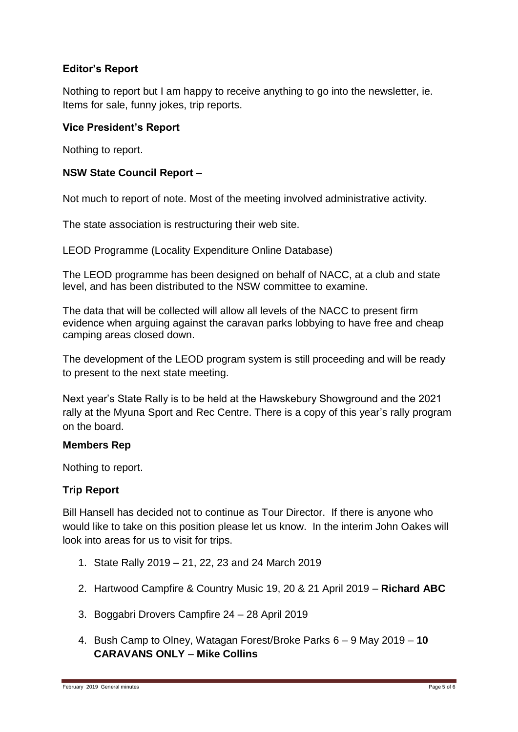### Editor's Report

Nothing to report but I am happy to receive anything to go into the newsletter, ie. Items for sale, funny jokes, trip reports.

### Vice President's Report

Nothing to report.

### NSW State Council Report –

Not much to report of note. Most of the meeting involved administrative activity.

The state association is restructuring their web site.

LEOD Programme (Locality Expenditure Online Database)

The LEOD programme has been designed on behalf of NACC, at a club and state level, and has been distributed to the NSW committee to examine.

The data that will be collected will allow all levels of the NACC to present firm evidence when arguing against the caravan parks lobbying to have free and cheap camping areas closed down.

The development of the LEOD program system is still proceeding and will be ready to present to the next state meeting.

Next year's State Rally is to be held at the Hawskebury Showground and the 2021 rally at the Myuna Sport and Rec Centre. There is a copy of this year's rally program on the board.

### Members Rep

Nothing to report.

### Trip Report

Bill Hansell has decided not to continue as Tour Director. If there is anyone who would like to take on this position please let us know. In the interim John Oakes will look into areas for us to visit for trips.

1. State Rally 2019 – 21, 22, 23 and 24 March 2019
2. Hartwood Campfire & Country Music 19, 20 & 21 April 2019 – **Richard ABC**
3. Boggabri Drovers Campfire 24 – 28 April 2019
4. Bush Camp to Olney, Watagan Forest/Broke Parks 6 – 9 May 2019 – **10 CARAVANS ONLY** – **Mike Collins**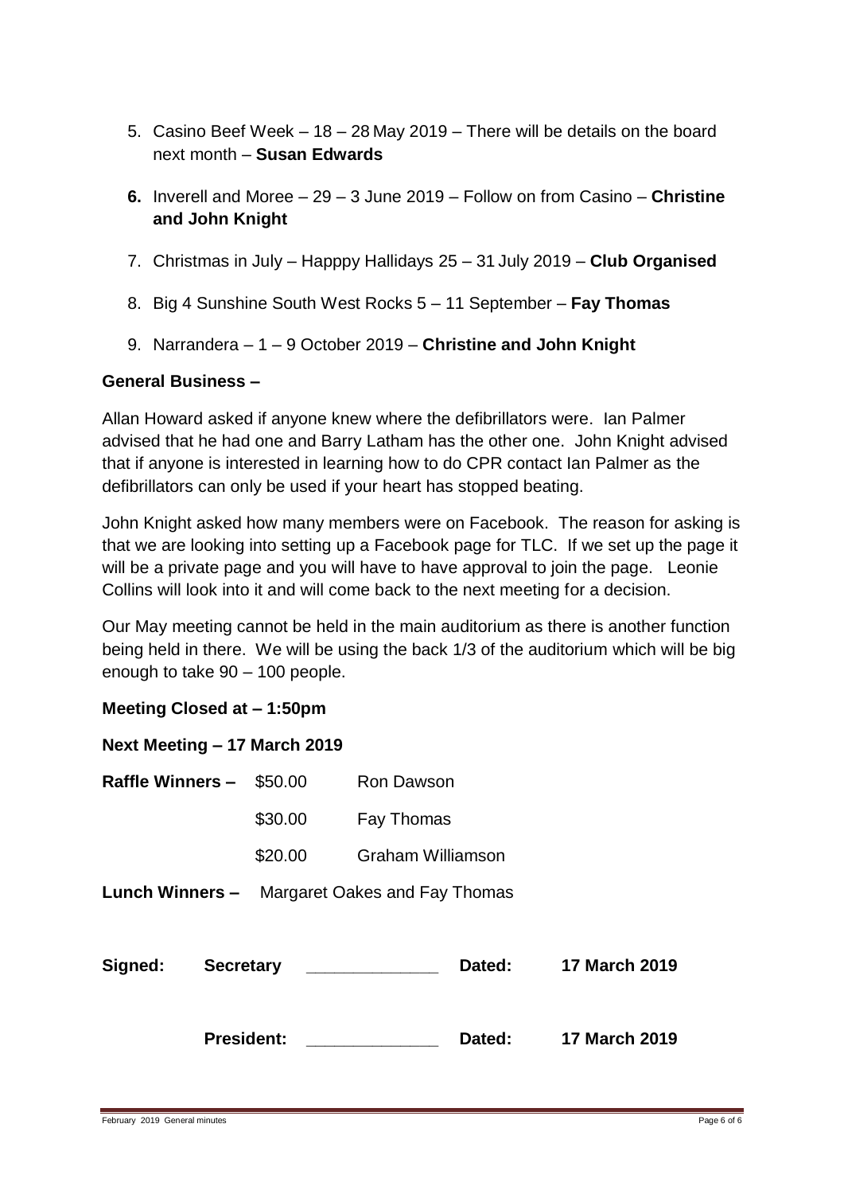5. Casino Beef Week – 18 – 28 May 2019 – There will be details on the board next month – **Susan Edwards**
6. Inverell and Moree – 29 – 3 June 2019 – Follow on from Casino – **Christine and John Knight**
7. Christmas in July – Happpy Hallidays 25 – 31 July 2019 – **Club Organised**
8. Big 4 Sunshine South West Rocks 5 – 11 September – **Fay Thomas**
9. Narrandera – 1 – 9 October 2019 – **Christine and John Knight**

**General Business –**

Allan Howard asked if anyone knew where the defibrillators were. Ian Palmer advised that he had one and Barry Latham has the other one. John Knight advised that if anyone is interested in learning how to do CPR contact Ian Palmer as the defibrillators can only be used if your heart has stopped beating.

John Knight asked how many members were on Facebook. The reason for asking is that we are looking into setting up a Facebook page for TLC. If we set up the page it will be a private page and you will have to have approval to join the page. Leonie Collins will look into it and will come back to the next meeting for a decision.

Our May meeting cannot be held in the main auditorium as there is another function being held in there. We will be using the back 1/3 of the auditorium which will be big enough to take 90 – 100 people.

**Meeting Closed at – 1:50pm**

**Next Meeting – 17 March 2019**

| | | |
|---|---|---|
| **Raffle Winners –** | $50.00 | Ron Dawson |
| | $30.00 | Fay Thomas |
| | $20.00 | Graham Williamson |

**Lunch Winners –** Margaret Oakes and Fay Thomas

| | | | | |
|---|---|---|---|---|
| **Signed:** | **Secretary** | ______________ | **Dated:** | **17 March 2019** |
| | **President:** | ______________ | **Dated:** | **17 March 2019** |